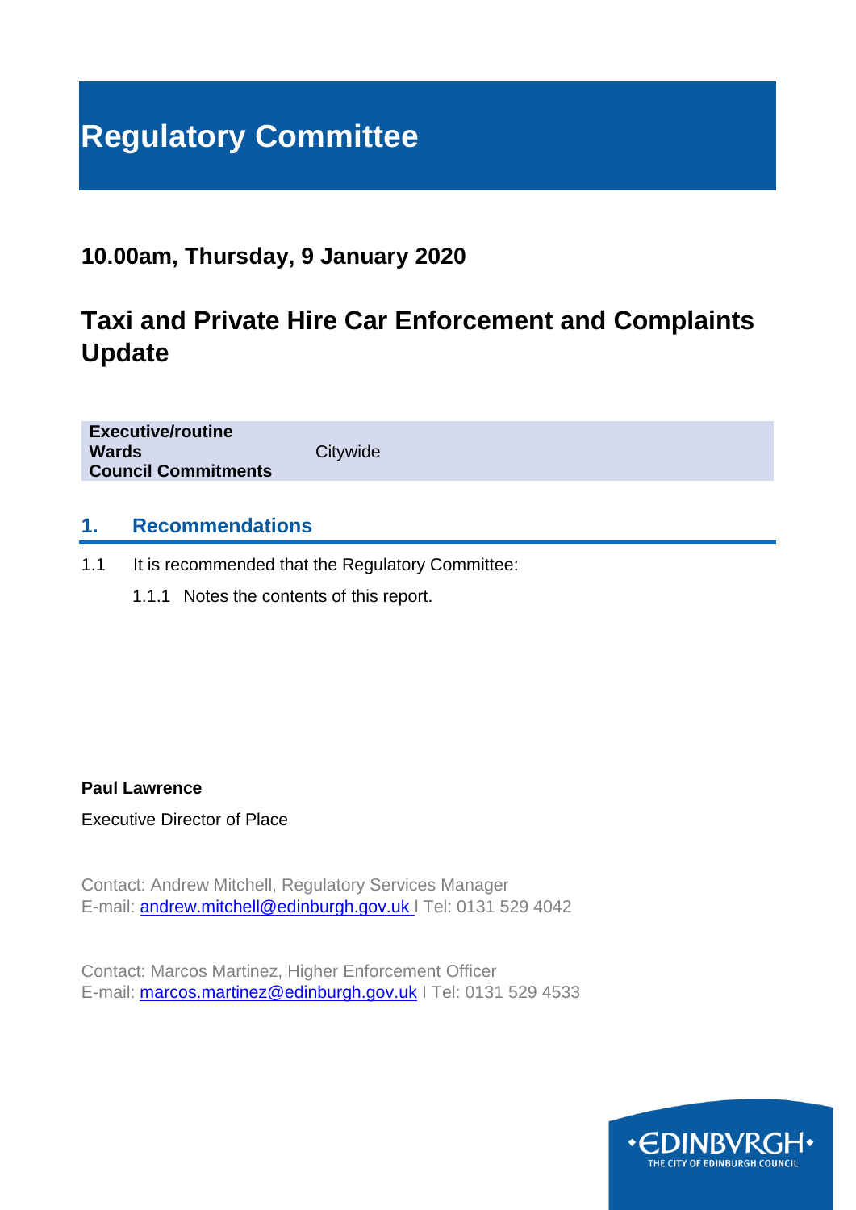# Regulatory Committee

## 10.00am, Thursday, 9 January 2020

## Taxi and Private Hire Car Enforcement and Complaints Update

| | |
|---|---|
| **Executive/routine** | |
| **Wards** | Citywide |
| **Council Commitments** | |

## 1. Recommendations

1.1 It is recommended that the Regulatory Committee:

1.1.1 Notes the contents of this report.

**Paul Lawrence**

Executive Director of Place

Contact: Andrew Mitchell, Regulatory Services Manager
E-mail: andrew.mitchell@edinburgh.gov.uk | Tel: 0131 529 4042

Contact: Marcos Martinez, Higher Enforcement Officer
E-mail: marcos.martinez@edinburgh.gov.uk | Tel: 0131 529 4533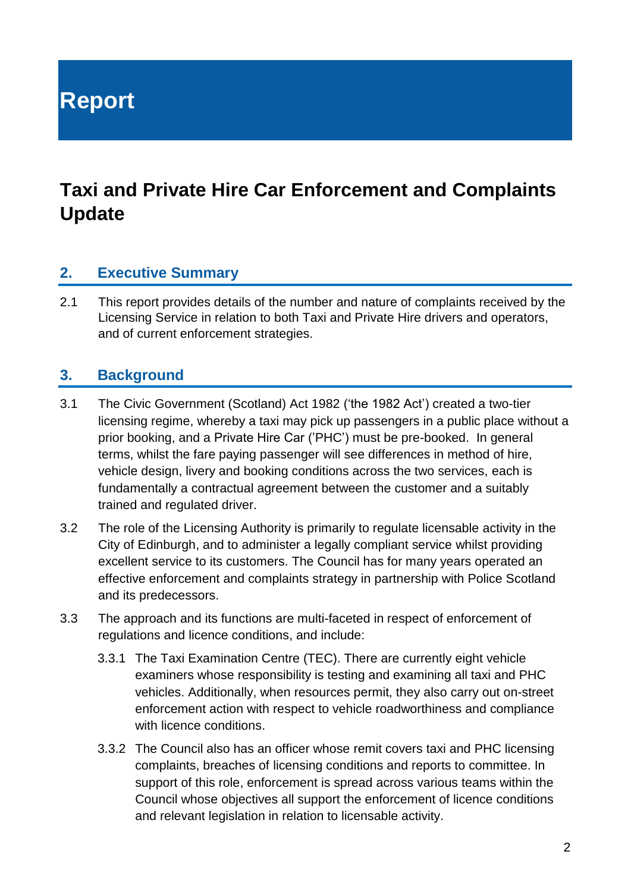# Report

## Taxi and Private Hire Car Enforcement and Complaints Update

### 2. Executive Summary

2.1 This report provides details of the number and nature of complaints received by the Licensing Service in relation to both Taxi and Private Hire drivers and operators, and of current enforcement strategies.

### 3. Background

3.1 The Civic Government (Scotland) Act 1982 ('the 1982 Act') created a two-tier licensing regime, whereby a taxi may pick up passengers in a public place without a prior booking, and a Private Hire Car ('PHC') must be pre-booked. In general terms, whilst the fare paying passenger will see differences in method of hire, vehicle design, livery and booking conditions across the two services, each is fundamentally a contractual agreement between the customer and a suitably trained and regulated driver.

3.2 The role of the Licensing Authority is primarily to regulate licensable activity in the City of Edinburgh, and to administer a legally compliant service whilst providing excellent service to its customers. The Council has for many years operated an effective enforcement and complaints strategy in partnership with Police Scotland and its predecessors.

3.3 The approach and its functions are multi-faceted in respect of enforcement of regulations and licence conditions, and include:

3.3.1 The Taxi Examination Centre (TEC). There are currently eight vehicle examiners whose responsibility is testing and examining all taxi and PHC vehicles. Additionally, when resources permit, they also carry out on-street enforcement action with respect to vehicle roadworthiness and compliance with licence conditions.

3.3.2 The Council also has an officer whose remit covers taxi and PHC licensing complaints, breaches of licensing conditions and reports to committee. In support of this role, enforcement is spread across various teams within the Council whose objectives all support the enforcement of licence conditions and relevant legislation in relation to licensable activity.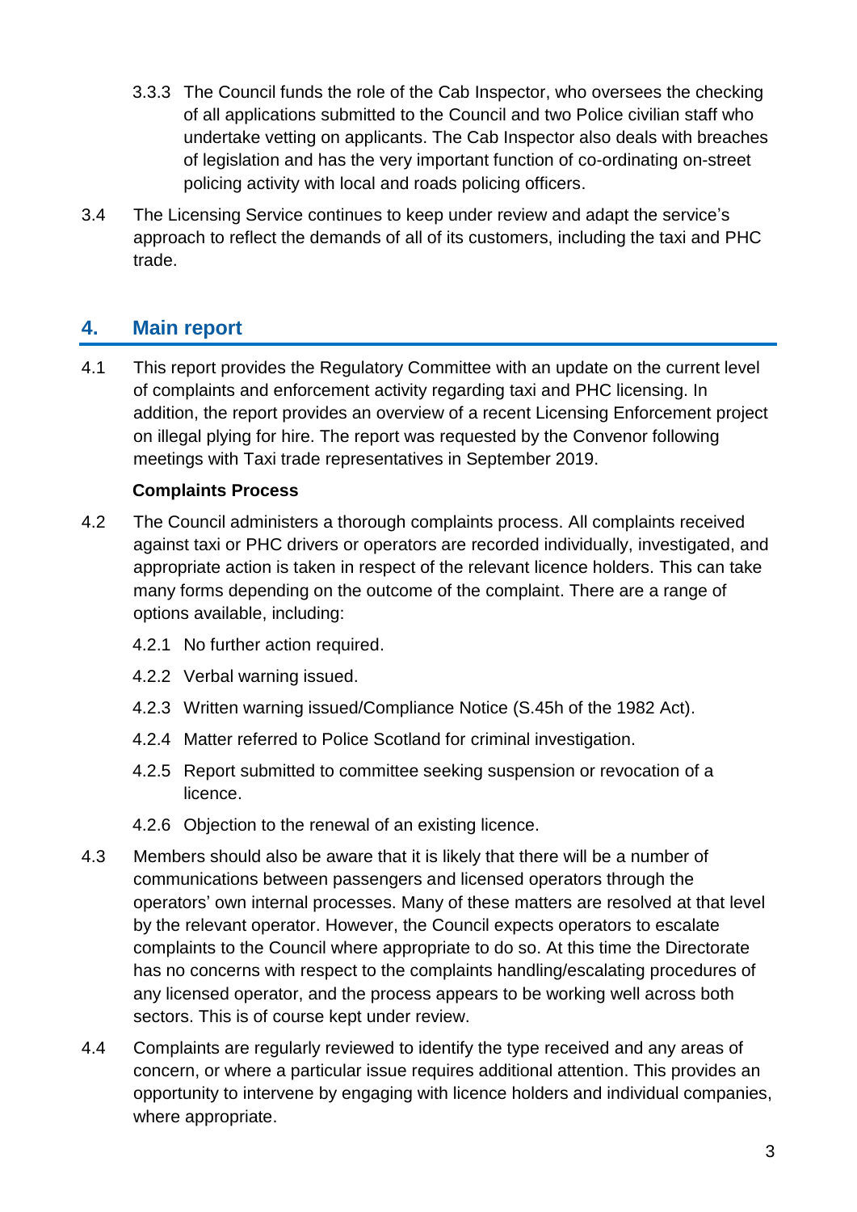3.3.3 The Council funds the role of the Cab Inspector, who oversees the checking of all applications submitted to the Council and two Police civilian staff who undertake vetting on applicants. The Cab Inspector also deals with breaches of legislation and has the very important function of co-ordinating on-street policing activity with local and roads policing officers.

3.4 The Licensing Service continues to keep under review and adapt the service's approach to reflect the demands of all of its customers, including the taxi and PHC trade.

## 4. Main report

4.1 This report provides the Regulatory Committee with an update on the current level of complaints and enforcement activity regarding taxi and PHC licensing. In addition, the report provides an overview of a recent Licensing Enforcement project on illegal plying for hire. The report was requested by the Convenor following meetings with Taxi trade representatives in September 2019.

**Complaints Process**

4.2 The Council administers a thorough complaints process. All complaints received against taxi or PHC drivers or operators are recorded individually, investigated, and appropriate action is taken in respect of the relevant licence holders. This can take many forms depending on the outcome of the complaint. There are a range of options available, including:

4.2.1 No further action required.

4.2.2 Verbal warning issued.

4.2.3 Written warning issued/Compliance Notice (S.45h of the 1982 Act).

4.2.4 Matter referred to Police Scotland for criminal investigation.

4.2.5 Report submitted to committee seeking suspension or revocation of a licence.

4.2.6 Objection to the renewal of an existing licence.

4.3 Members should also be aware that it is likely that there will be a number of communications between passengers and licensed operators through the operators' own internal processes. Many of these matters are resolved at that level by the relevant operator. However, the Council expects operators to escalate complaints to the Council where appropriate to do so. At this time the Directorate has no concerns with respect to the complaints handling/escalating procedures of any licensed operator, and the process appears to be working well across both sectors. This is of course kept under review.

4.4 Complaints are regularly reviewed to identify the type received and any areas of concern, or where a particular issue requires additional attention. This provides an opportunity to intervene by engaging with licence holders and individual companies, where appropriate.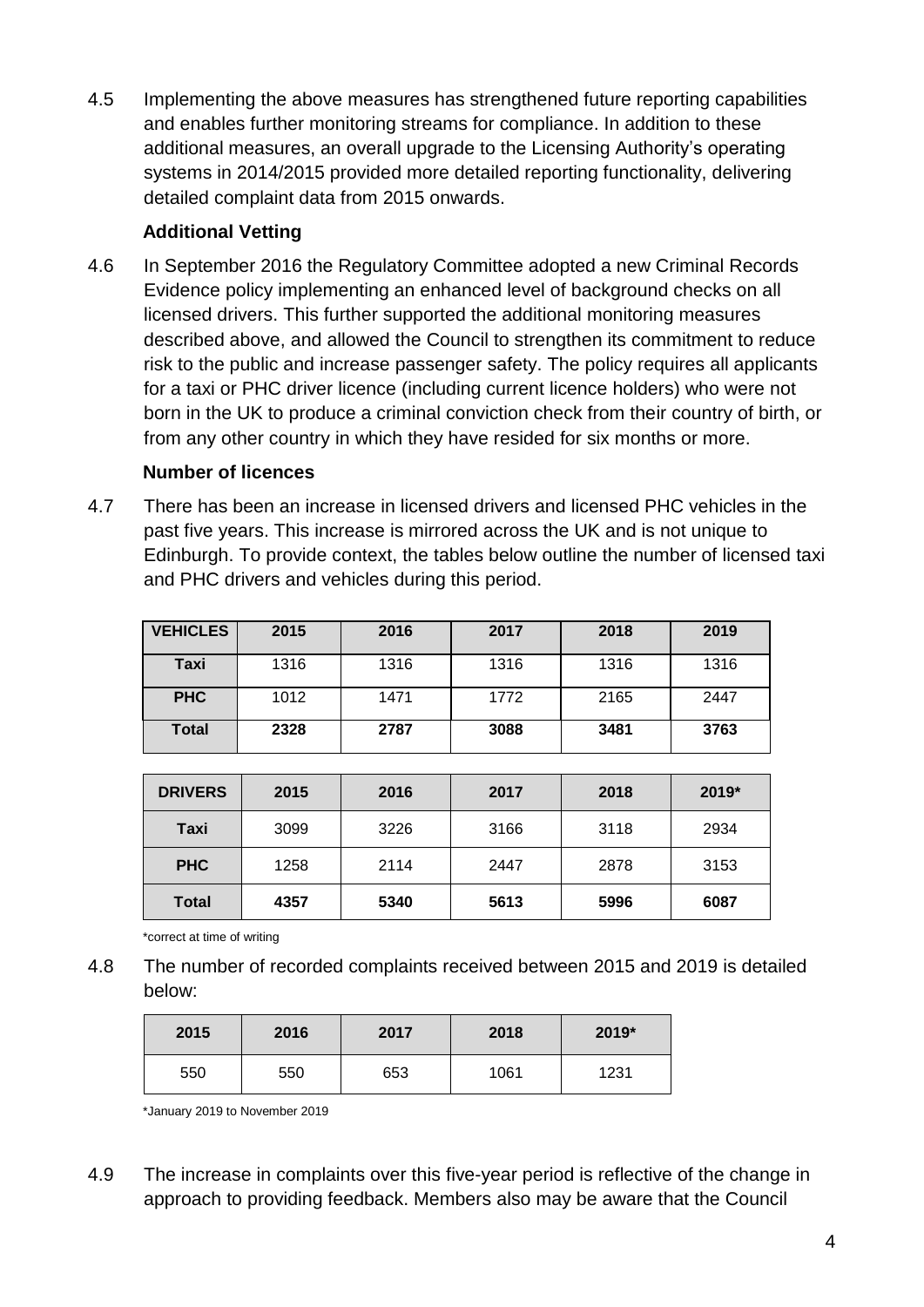4.5 Implementing the above measures has strengthened future reporting capabilities and enables further monitoring streams for compliance. In addition to these additional measures, an overall upgrade to the Licensing Authority's operating systems in 2014/2015 provided more detailed reporting functionality, delivering detailed complaint data from 2015 onwards.

**Additional Vetting**

4.6 In September 2016 the Regulatory Committee adopted a new Criminal Records Evidence policy implementing an enhanced level of background checks on all licensed drivers. This further supported the additional monitoring measures described above, and allowed the Council to strengthen its commitment to reduce risk to the public and increase passenger safety. The policy requires all applicants for a taxi or PHC driver licence (including current licence holders) who were not born in the UK to produce a criminal conviction check from their country of birth, or from any other country in which they have resided for six months or more.

**Number of licences**

4.7 There has been an increase in licensed drivers and licensed PHC vehicles in the past five years. This increase is mirrored across the UK and is not unique to Edinburgh. To provide context, the tables below outline the number of licensed taxi and PHC drivers and vehicles during this period.

| VEHICLES | 2015 | 2016 | 2017 | 2018 | 2019 |
|---|---|---|---|---|---|
| Taxi | 1316 | 1316 | 1316 | 1316 | 1316 |
| PHC | 1012 | 1471 | 1772 | 2165 | 2447 |
| **Total** | **2328** | **2787** | **3088** | **3481** | **3763** |

| DRIVERS | 2015 | 2016 | 2017 | 2018 | 2019* |
|---|---|---|---|---|---|
| Taxi | 3099 | 3226 | 3166 | 3118 | 2934 |
| PHC | 1258 | 2114 | 2447 | 2878 | 3153 |
| **Total** | **4357** | **5340** | **5613** | **5996** | **6087** |

*correct at time of writing

4.8 The number of recorded complaints received between 2015 and 2019 is detailed below:

| 2015 | 2016 | 2017 | 2018 | 2019* |
|---|---|---|---|---|
| 550 | 550 | 653 | 1061 | 1231 |

*January 2019 to November 2019

4.9 The increase in complaints over this five-year period is reflective of the change in approach to providing feedback. Members also may be aware that the Council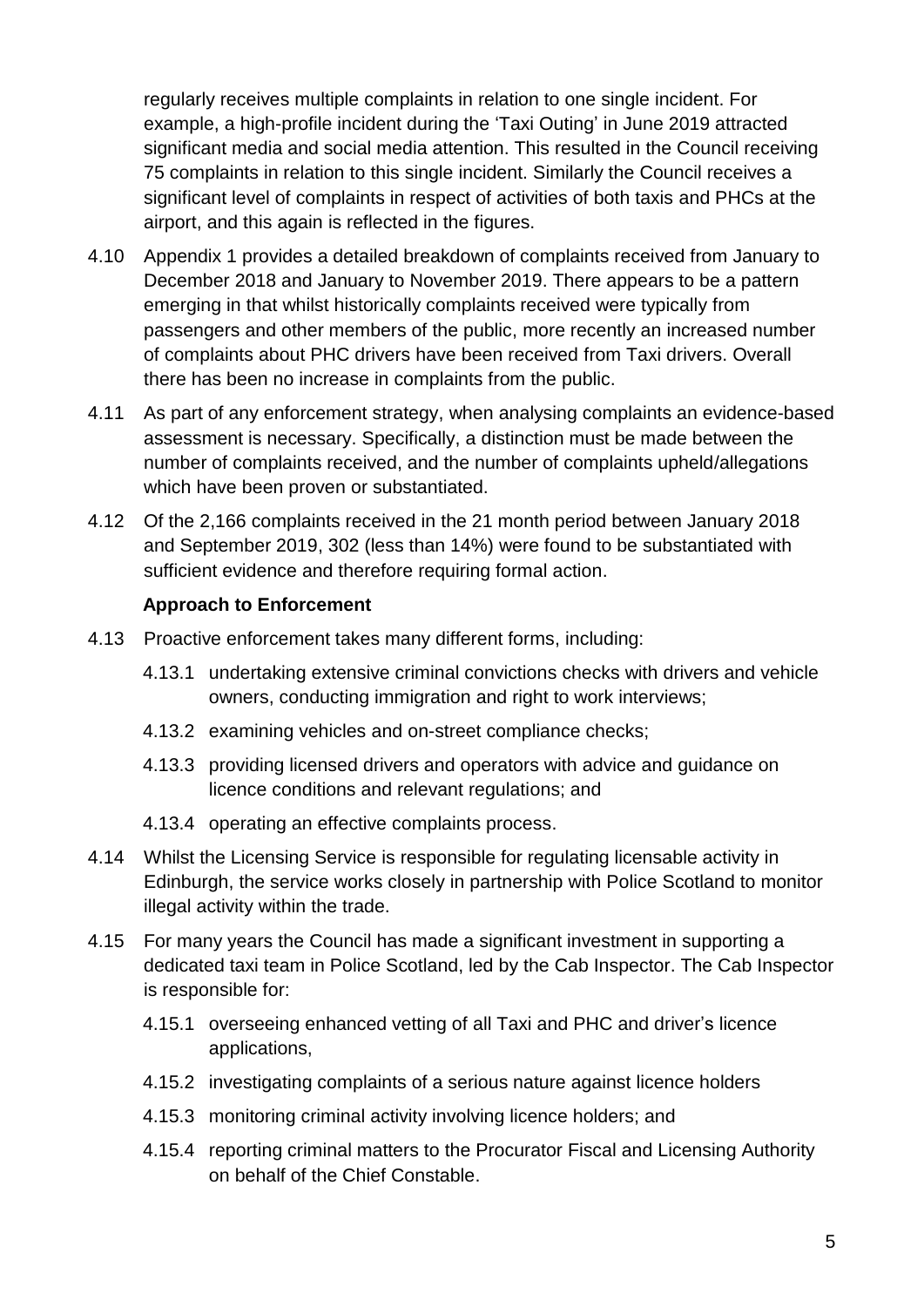regularly receives multiple complaints in relation to one single incident. For example, a high-profile incident during the 'Taxi Outing' in June 2019 attracted significant media and social media attention. This resulted in the Council receiving 75 complaints in relation to this single incident. Similarly the Council receives a significant level of complaints in respect of activities of both taxis and PHCs at the airport, and this again is reflected in the figures.

4.10 Appendix 1 provides a detailed breakdown of complaints received from January to December 2018 and January to November 2019. There appears to be a pattern emerging in that whilst historically complaints received were typically from passengers and other members of the public, more recently an increased number of complaints about PHC drivers have been received from Taxi drivers. Overall there has been no increase in complaints from the public.

4.11 As part of any enforcement strategy, when analysing complaints an evidence-based assessment is necessary. Specifically, a distinction must be made between the number of complaints received, and the number of complaints upheld/allegations which have been proven or substantiated.

4.12 Of the 2,166 complaints received in the 21 month period between January 2018 and September 2019, 302 (less than 14%) were found to be substantiated with sufficient evidence and therefore requiring formal action.

**Approach to Enforcement**

4.13 Proactive enforcement takes many different forms, including:

4.13.1 undertaking extensive criminal convictions checks with drivers and vehicle owners, conducting immigration and right to work interviews;

4.13.2 examining vehicles and on-street compliance checks;

4.13.3 providing licensed drivers and operators with advice and guidance on licence conditions and relevant regulations; and

4.13.4 operating an effective complaints process.

4.14 Whilst the Licensing Service is responsible for regulating licensable activity in Edinburgh, the service works closely in partnership with Police Scotland to monitor illegal activity within the trade.

4.15 For many years the Council has made a significant investment in supporting a dedicated taxi team in Police Scotland, led by the Cab Inspector. The Cab Inspector is responsible for:

4.15.1 overseeing enhanced vetting of all Taxi and PHC and driver's licence applications,

4.15.2 investigating complaints of a serious nature against licence holders

4.15.3 monitoring criminal activity involving licence holders; and

4.15.4 reporting criminal matters to the Procurator Fiscal and Licensing Authority on behalf of the Chief Constable.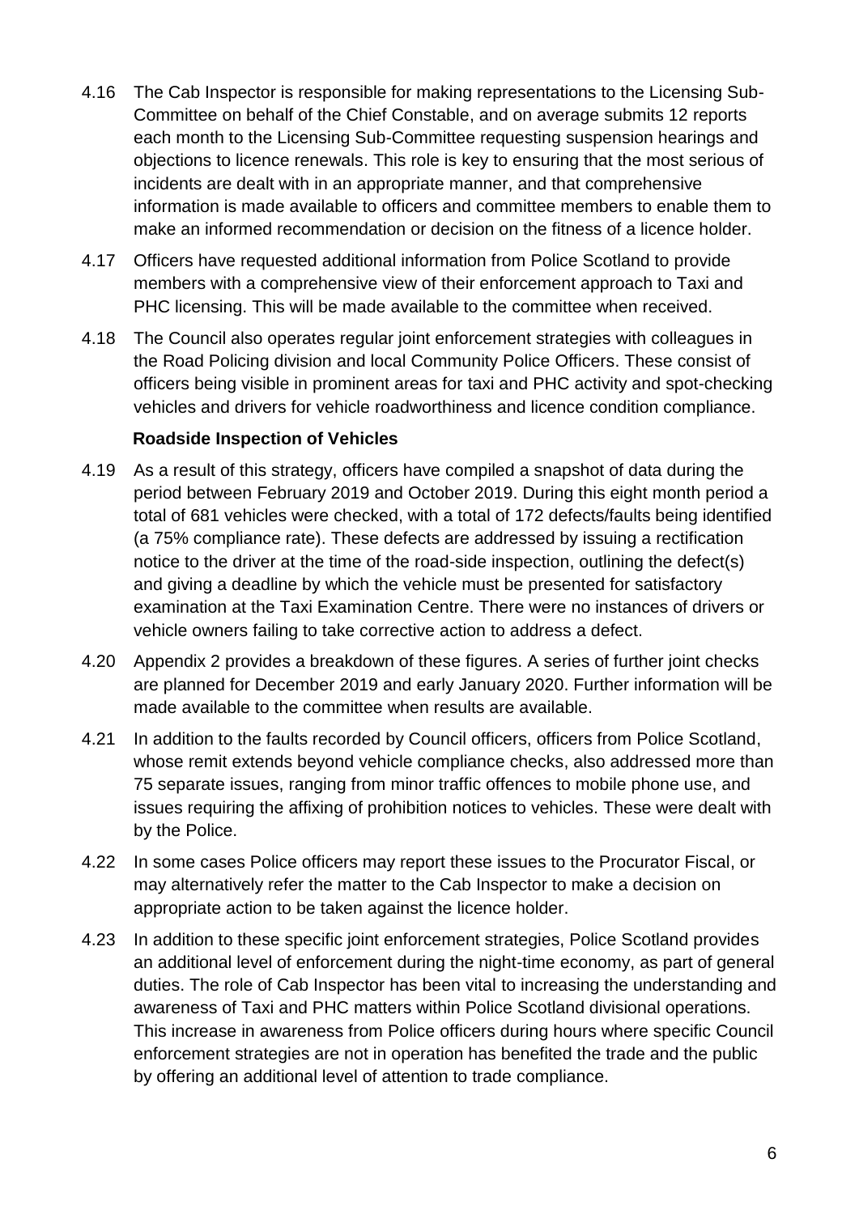4.16 The Cab Inspector is responsible for making representations to the Licensing Sub-Committee on behalf of the Chief Constable, and on average submits 12 reports each month to the Licensing Sub-Committee requesting suspension hearings and objections to licence renewals. This role is key to ensuring that the most serious of incidents are dealt with in an appropriate manner, and that comprehensive information is made available to officers and committee members to enable them to make an informed recommendation or decision on the fitness of a licence holder.

4.17 Officers have requested additional information from Police Scotland to provide members with a comprehensive view of their enforcement approach to Taxi and PHC licensing. This will be made available to the committee when received.

4.18 The Council also operates regular joint enforcement strategies with colleagues in the Road Policing division and local Community Police Officers. These consist of officers being visible in prominent areas for taxi and PHC activity and spot-checking vehicles and drivers for vehicle roadworthiness and licence condition compliance.

**Roadside Inspection of Vehicles**

4.19 As a result of this strategy, officers have compiled a snapshot of data during the period between February 2019 and October 2019. During this eight month period a total of 681 vehicles were checked, with a total of 172 defects/faults being identified (a 75% compliance rate). These defects are addressed by issuing a rectification notice to the driver at the time of the road-side inspection, outlining the defect(s) and giving a deadline by which the vehicle must be presented for satisfactory examination at the Taxi Examination Centre. There were no instances of drivers or vehicle owners failing to take corrective action to address a defect.

4.20 Appendix 2 provides a breakdown of these figures. A series of further joint checks are planned for December 2019 and early January 2020. Further information will be made available to the committee when results are available.

4.21 In addition to the faults recorded by Council officers, officers from Police Scotland, whose remit extends beyond vehicle compliance checks, also addressed more than 75 separate issues, ranging from minor traffic offences to mobile phone use, and issues requiring the affixing of prohibition notices to vehicles. These were dealt with by the Police.

4.22 In some cases Police officers may report these issues to the Procurator Fiscal, or may alternatively refer the matter to the Cab Inspector to make a decision on appropriate action to be taken against the licence holder.

4.23 In addition to these specific joint enforcement strategies, Police Scotland provides an additional level of enforcement during the night-time economy, as part of general duties. The role of Cab Inspector has been vital to increasing the understanding and awareness of Taxi and PHC matters within Police Scotland divisional operations. This increase in awareness from Police officers during hours where specific Council enforcement strategies are not in operation has benefited the trade and the public by offering an additional level of attention to trade compliance.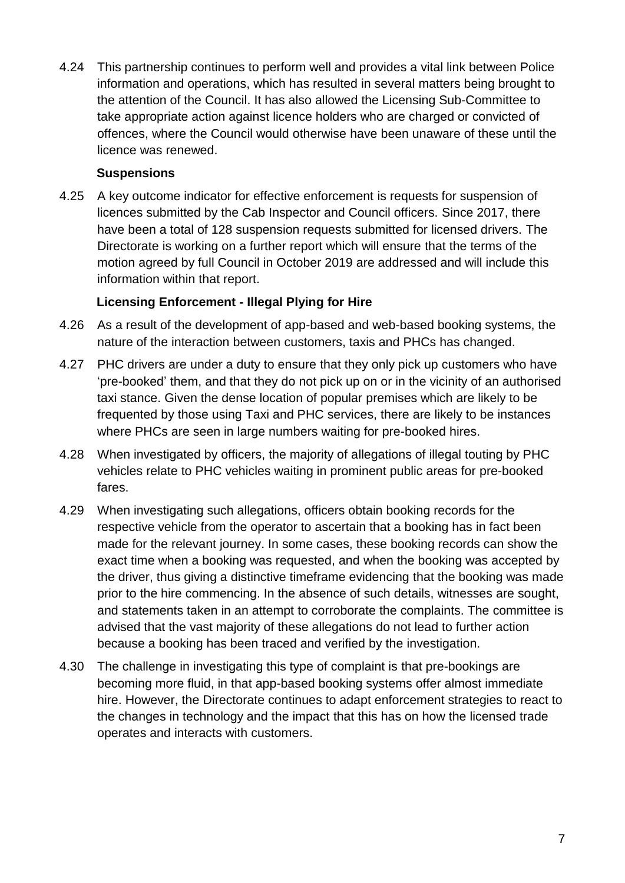4.24 This partnership continues to perform well and provides a vital link between Police information and operations, which has resulted in several matters being brought to the attention of the Council. It has also allowed the Licensing Sub-Committee to take appropriate action against licence holders who are charged or convicted of offences, where the Council would otherwise have been unaware of these until the licence was renewed.

**Suspensions**

4.25 A key outcome indicator for effective enforcement is requests for suspension of licences submitted by the Cab Inspector and Council officers. Since 2017, there have been a total of 128 suspension requests submitted for licensed drivers. The Directorate is working on a further report which will ensure that the terms of the motion agreed by full Council in October 2019 are addressed and will include this information within that report.

**Licensing Enforcement - Illegal Plying for Hire**

4.26 As a result of the development of app-based and web-based booking systems, the nature of the interaction between customers, taxis and PHCs has changed.

4.27 PHC drivers are under a duty to ensure that they only pick up customers who have 'pre-booked' them, and that they do not pick up on or in the vicinity of an authorised taxi stance. Given the dense location of popular premises which are likely to be frequented by those using Taxi and PHC services, there are likely to be instances where PHCs are seen in large numbers waiting for pre-booked hires.

4.28 When investigated by officers, the majority of allegations of illegal touting by PHC vehicles relate to PHC vehicles waiting in prominent public areas for pre-booked fares.

4.29 When investigating such allegations, officers obtain booking records for the respective vehicle from the operator to ascertain that a booking has in fact been made for the relevant journey. In some cases, these booking records can show the exact time when a booking was requested, and when the booking was accepted by the driver, thus giving a distinctive timeframe evidencing that the booking was made prior to the hire commencing. In the absence of such details, witnesses are sought, and statements taken in an attempt to corroborate the complaints. The committee is advised that the vast majority of these allegations do not lead to further action because a booking has been traced and verified by the investigation.

4.30 The challenge in investigating this type of complaint is that pre-bookings are becoming more fluid, in that app-based booking systems offer almost immediate hire. However, the Directorate continues to adapt enforcement strategies to react to the changes in technology and the impact that this has on how the licensed trade operates and interacts with customers.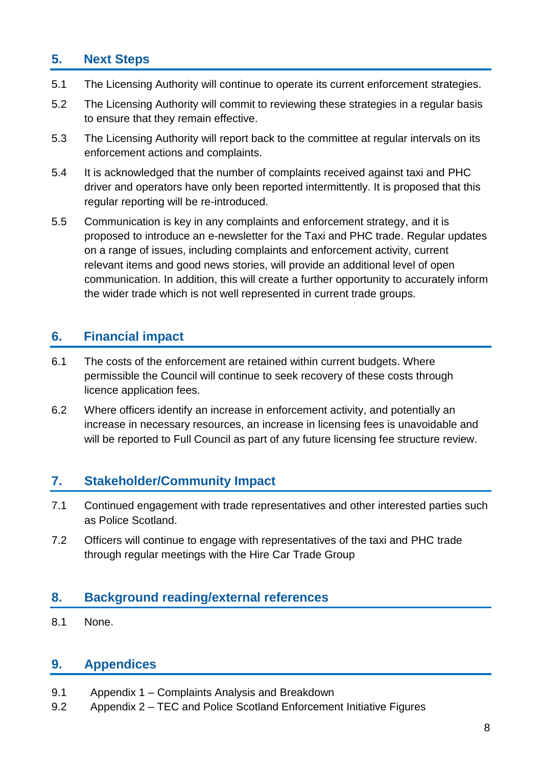## 5. Next Steps

5.1 The Licensing Authority will continue to operate its current enforcement strategies.

5.2 The Licensing Authority will commit to reviewing these strategies in a regular basis to ensure that they remain effective.

5.3 The Licensing Authority will report back to the committee at regular intervals on its enforcement actions and complaints.

5.4 It is acknowledged that the number of complaints received against taxi and PHC driver and operators have only been reported intermittently. It is proposed that this regular reporting will be re-introduced.

5.5 Communication is key in any complaints and enforcement strategy, and it is proposed to introduce an e-newsletter for the Taxi and PHC trade. Regular updates on a range of issues, including complaints and enforcement activity, current relevant items and good news stories, will provide an additional level of open communication. In addition, this will create a further opportunity to accurately inform the wider trade which is not well represented in current trade groups.

## 6. Financial impact

6.1 The costs of the enforcement are retained within current budgets. Where permissible the Council will continue to seek recovery of these costs through licence application fees.

6.2 Where officers identify an increase in enforcement activity, and potentially an increase in necessary resources, an increase in licensing fees is unavoidable and will be reported to Full Council as part of any future licensing fee structure review.

## 7. Stakeholder/Community Impact

7.1 Continued engagement with trade representatives and other interested parties such as Police Scotland.

7.2 Officers will continue to engage with representatives of the taxi and PHC trade through regular meetings with the Hire Car Trade Group

## 8. Background reading/external references

8.1 None.

## 9. Appendices

9.1 Appendix 1 – Complaints Analysis and Breakdown

9.2 Appendix 2 – TEC and Police Scotland Enforcement Initiative Figures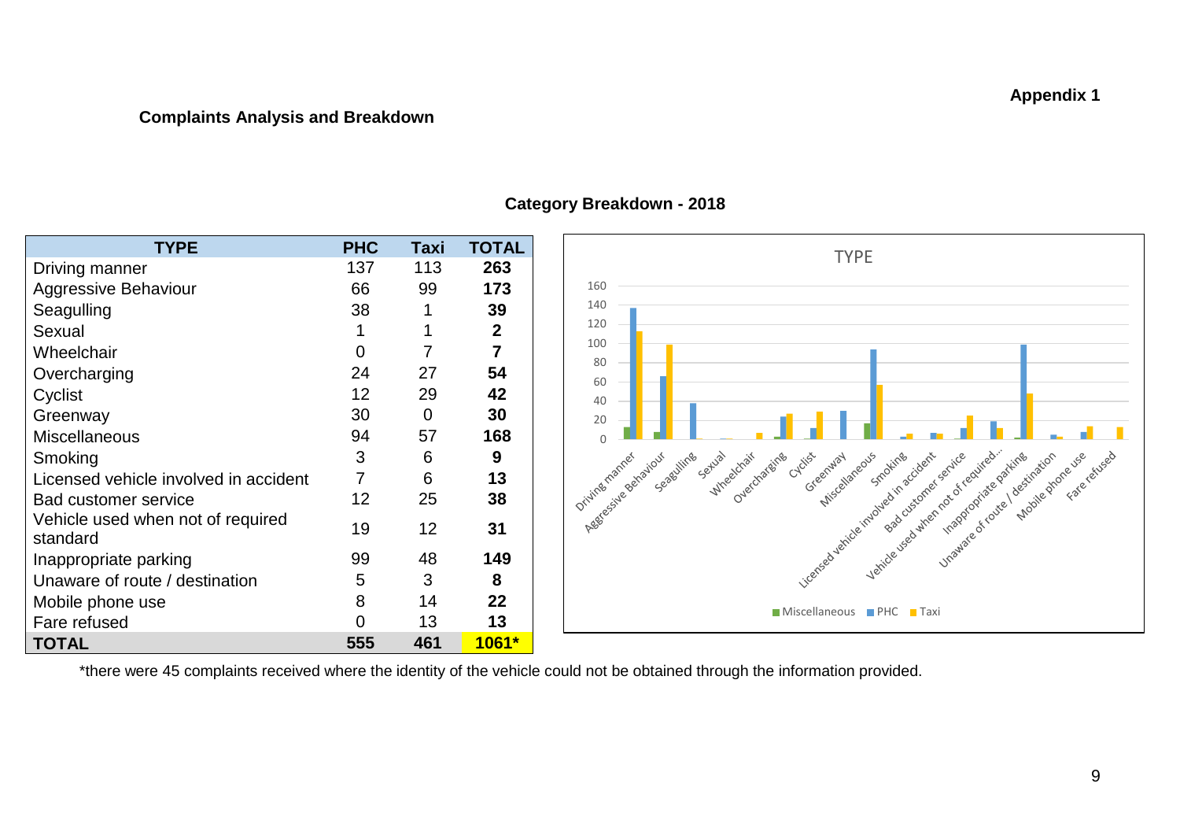**Appendix 1**

**Complaints Analysis and Breakdown**

**Category Breakdown - 2018**

| TYPE | PHC | Taxi | TOTAL |
|---|---|---|---|
| Driving manner | 137 | 113 | **263** |
| Aggressive Behaviour | 66 | 99 | **173** |
| Seagulling | 38 | 1 | **39** |
| Sexual | 1 | 1 | **2** |
| Wheelchair | 0 | 7 | **7** |
| Overcharging | 24 | 27 | **54** |
| Cyclist | 12 | 29 | **42** |
| Greenway | 30 | 0 | **30** |
| Miscellaneous | 94 | 57 | **168** |
| Smoking | 3 | 6 | **9** |
| Licensed vehicle involved in accident | 7 | 6 | **13** |
| Bad customer service | 12 | 25 | **38** |
| Vehicle used when not of required standard | 19 | 12 | **31** |
| Inappropriate parking | 99 | 48 | **149** |
| Unaware of route / destination | 5 | 3 | **8** |
| Mobile phone use | 8 | 14 | **22** |
| Fare refused | 0 | 13 | **13** |
| **TOTAL** | **555** | **461** | **1061*** |

*there were 45 complaints received where the identity of the vehicle could not be obtained through the information provided.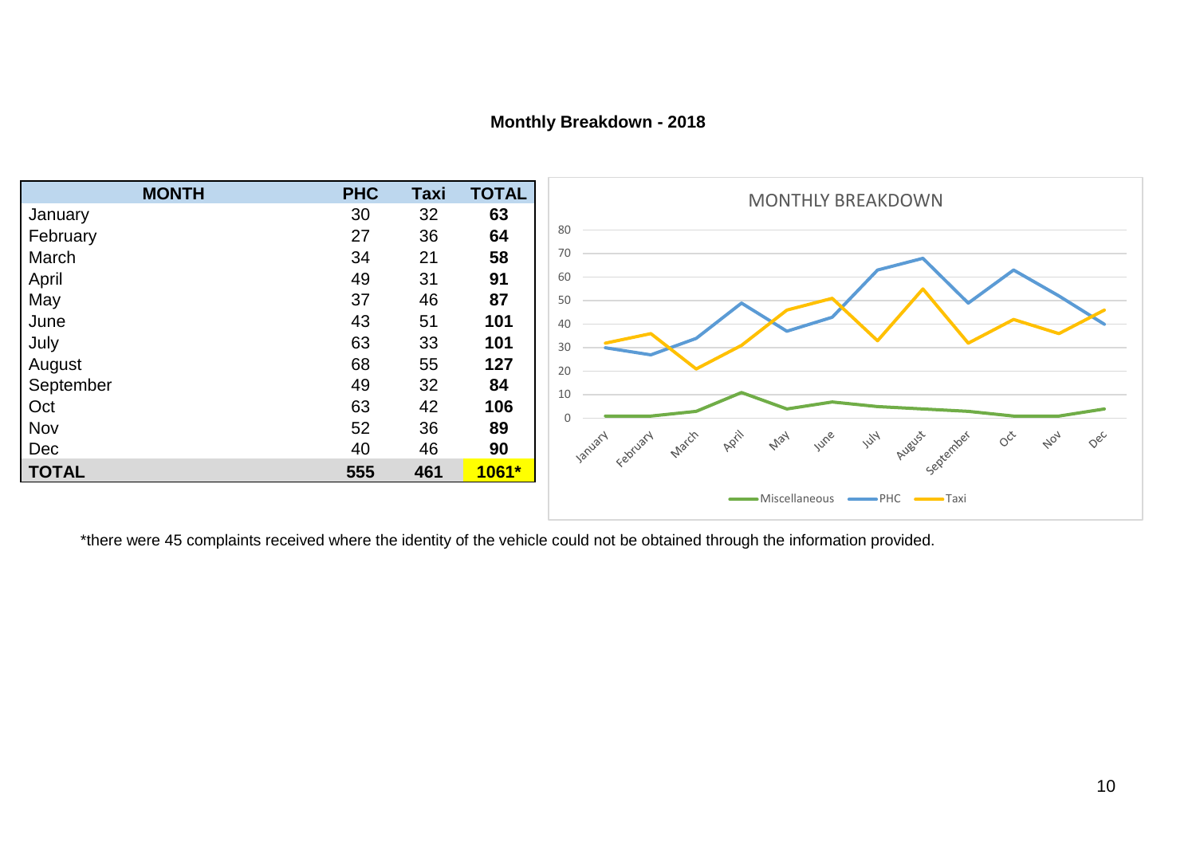**Monthly Breakdown - 2018**

| MONTH | PHC | Taxi | TOTAL |
|---|---|---|---|
| January | 30 | 32 | **63** |
| February | 27 | 36 | **64** |
| March | 34 | 21 | **58** |
| April | 49 | 31 | **91** |
| May | 37 | 46 | **87** |
| June | 43 | 51 | **101** |
| July | 63 | 33 | **101** |
| August | 68 | 55 | **127** |
| September | 49 | 32 | **84** |
| Oct | 63 | 42 | **106** |
| Nov | 52 | 36 | **89** |
| Dec | 40 | 46 | **90** |
| **TOTAL** | **555** | **461** | **1061*** |

*there were 45 complaints received where the identity of the vehicle could not be obtained through the information provided.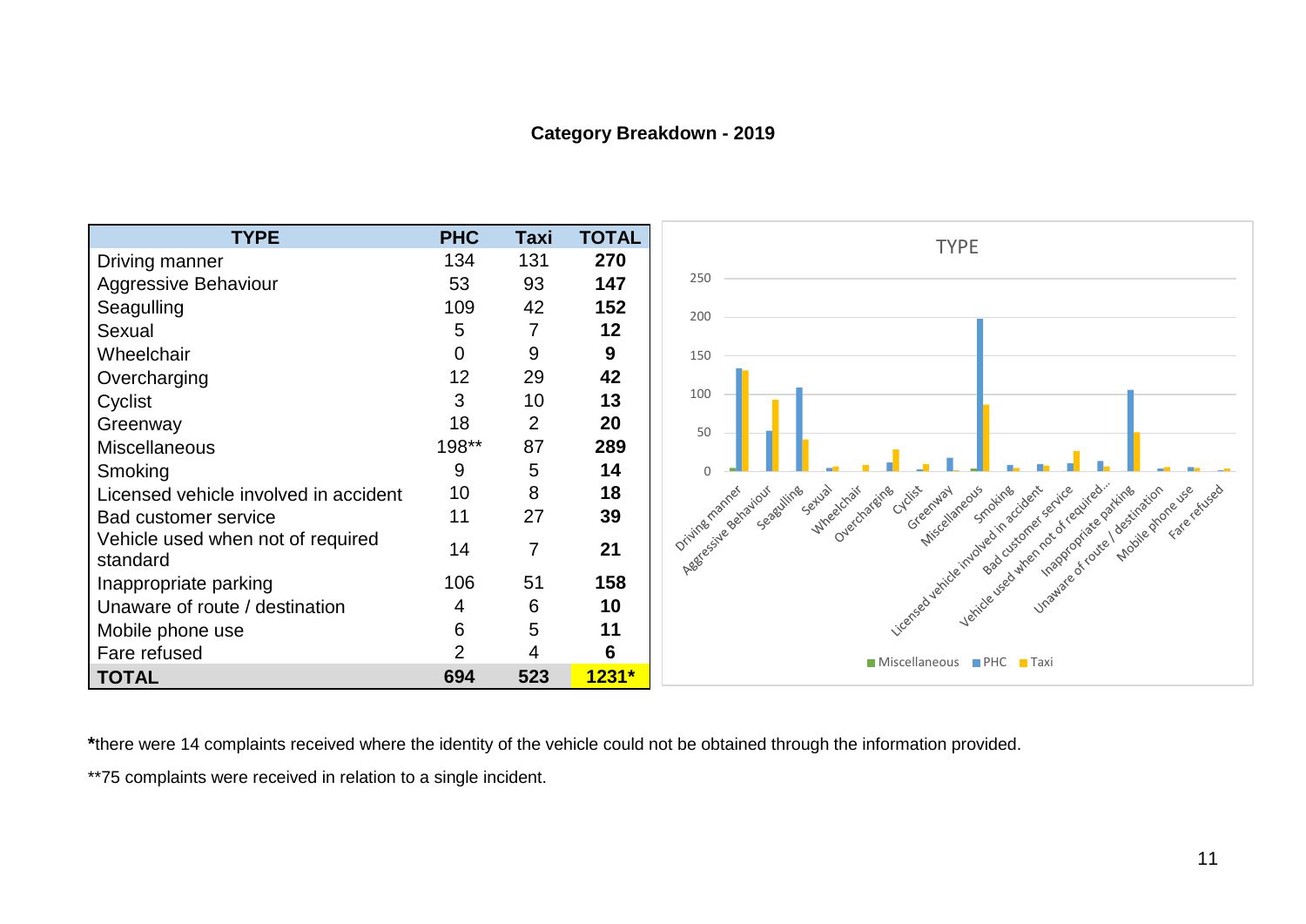**Category Breakdown - 2019**

| TYPE | PHC | Taxi | TOTAL |
|---|---|---|---|
| Driving manner | 134 | 131 | **270** |
| Aggressive Behaviour | 53 | 93 | **147** |
| Seagulling | 109 | 42 | **152** |
| Sexual | 5 | 7 | **12** |
| Wheelchair | 0 | 9 | **9** |
| Overcharging | 12 | 29 | **42** |
| Cyclist | 3 | 10 | **13** |
| Greenway | 18 | 2 | **20** |
| Miscellaneous | 198** | 87 | **289** |
| Smoking | 9 | 5 | **14** |
| Licensed vehicle involved in accident | 10 | 8 | **18** |
| Bad customer service | 11 | 27 | **39** |
| Vehicle used when not of required standard | 14 | 7 | **21** |
| Inappropriate parking | 106 | 51 | **158** |
| Unaware of route / destination | 4 | 6 | **10** |
| Mobile phone use | 6 | 5 | **11** |
| Fare refused | 2 | 4 | **6** |
| **TOTAL** | **694** | **523** | **1231*** |

**\***there were 14 complaints received where the identity of the vehicle could not be obtained through the information provided.

**75 complaints were received in relation to a single incident.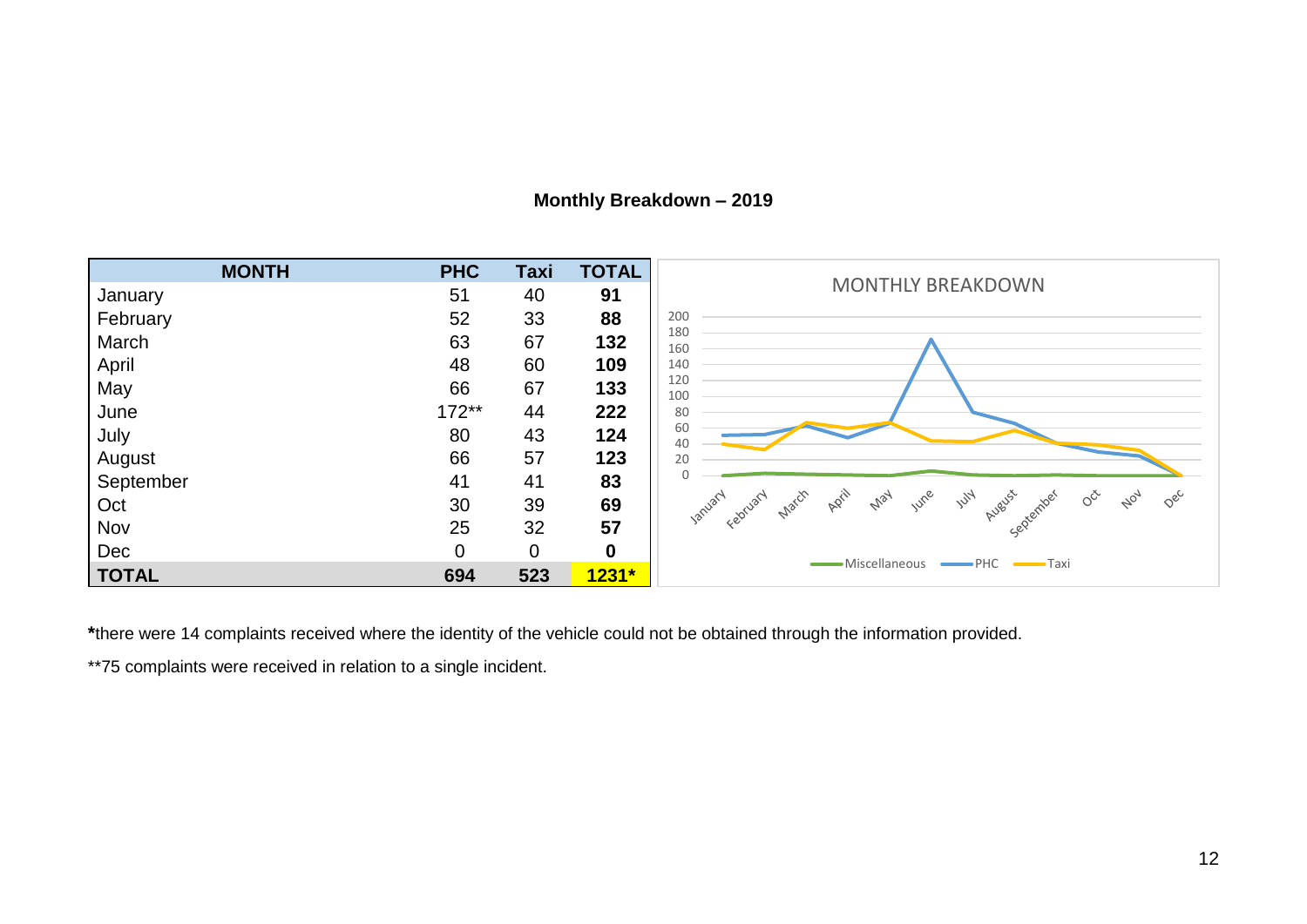**Monthly Breakdown – 2019**

| MONTH | PHC | Taxi | TOTAL |
|---|---|---|---|
| January | 51 | 40 | **91** |
| February | 52 | 33 | **88** |
| March | 63 | 67 | **132** |
| April | 48 | 60 | **109** |
| May | 66 | 67 | **133** |
| June | 172** | 44 | **222** |
| July | 80 | 43 | **124** |
| August | 66 | 57 | **123** |
| September | 41 | 41 | **83** |
| Oct | 30 | 39 | **69** |
| Nov | 25 | 32 | **57** |
| Dec | 0 | 0 | **0** |
| **TOTAL** | **694** | **523** | **1231*** |

**\***there were 14 complaints received where the identity of the vehicle could not be obtained through the information provided.

**75 complaints were received in relation to a single incident.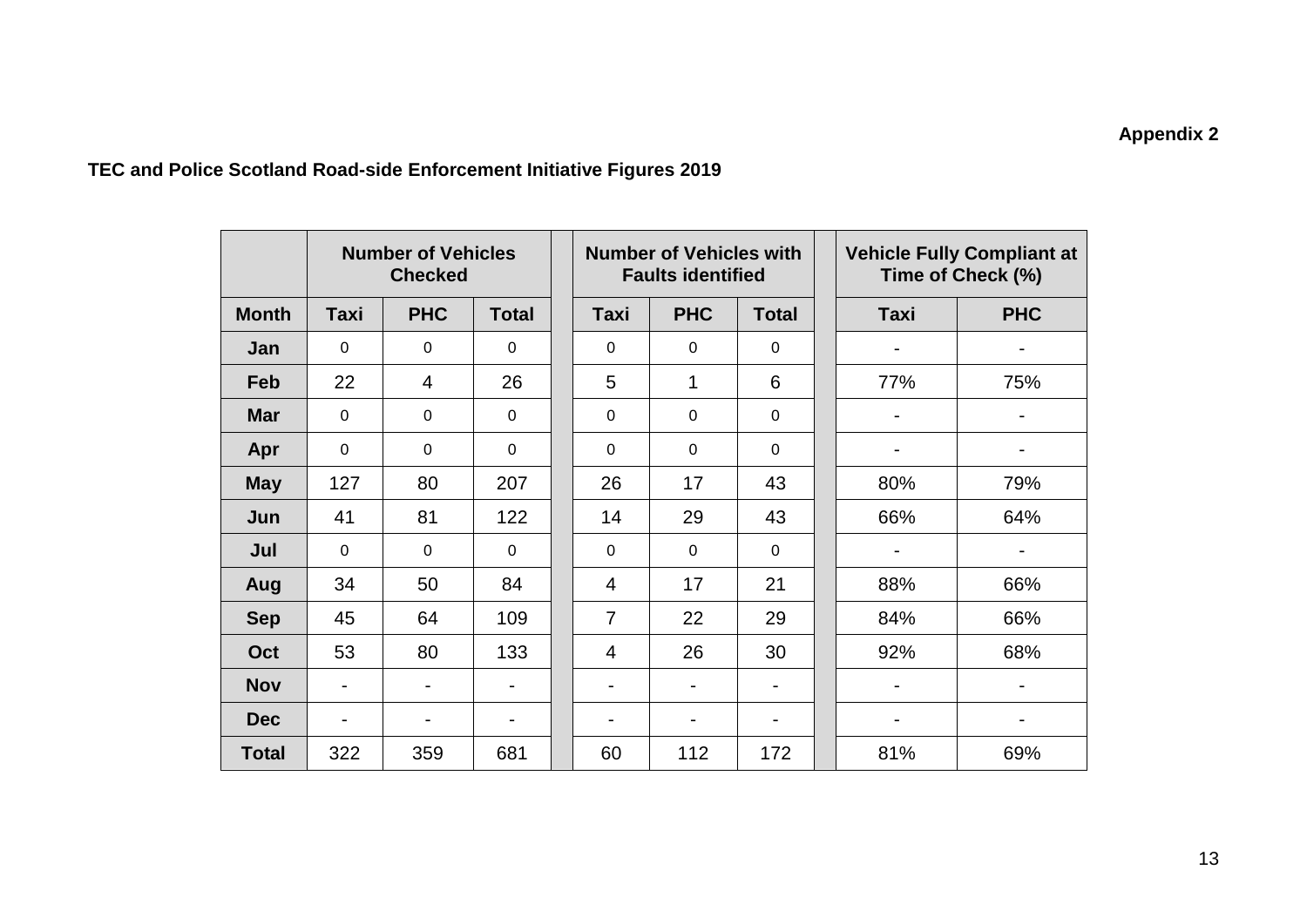**Appendix 2**

**TEC and Police Scotland Road-side Enforcement Initiative Figures 2019**

| | Number of Vehicles Checked | | | Number of Vehicles with Faults identified | | | Vehicle Fully Compliant at Time of Check (%) | |
|---|---|---|---|---|---|---|---|---|
| **Month** | **Taxi** | **PHC** | **Total** | **Taxi** | **PHC** | **Total** | **Taxi** | **PHC** |
| **Jan** | 0 | 0 | 0 | 0 | 0 | 0 | - | - |
| **Feb** | 22 | 4 | 26 | 5 | 1 | 6 | 77% | 75% |
| **Mar** | 0 | 0 | 0 | 0 | 0 | 0 | - | - |
| **Apr** | 0 | 0 | 0 | 0 | 0 | 0 | - | - |
| **May** | 127 | 80 | 207 | 26 | 17 | 43 | 80% | 79% |
| **Jun** | 41 | 81 | 122 | 14 | 29 | 43 | 66% | 64% |
| **Jul** | 0 | 0 | 0 | 0 | 0 | 0 | - | - |
| **Aug** | 34 | 50 | 84 | 4 | 17 | 21 | 88% | 66% |
| **Sep** | 45 | 64 | 109 | 7 | 22 | 29 | 84% | 66% |
| **Oct** | 53 | 80 | 133 | 4 | 26 | 30 | 92% | 68% |
| **Nov** | - | - | - | - | - | - | - | - |
| **Dec** | - | - | - | - | - | - | - | - |
| **Total** | 322 | 359 | 681 | 60 | 112 | 172 | 81% | 69% |